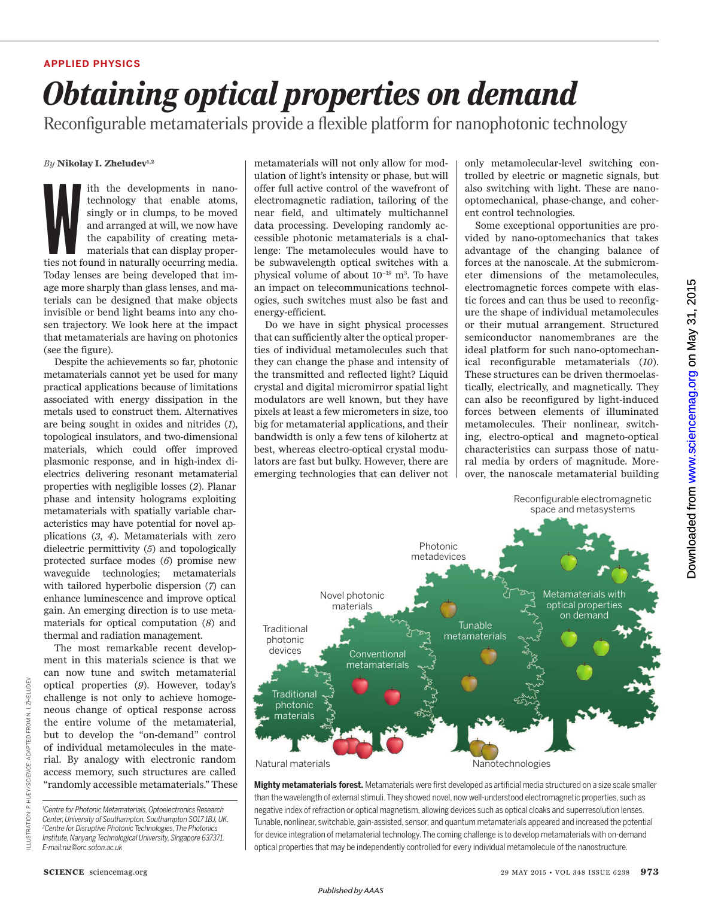APPLIED PHYSICS

# Obtaining optical properties on demand

## Reconfigurable metamaterials provide a flexible platform for nanophotonic technology

*By* **Nikolay I. Zheludev**[1,2]

With the developments in nanotechnology that enable atoms, singly or in clumps, to be moved and arranged at will, we now have the capability of creating metamaterials that can display properties not found in naturally occurring media. Today lenses are being developed that image more sharply than glass lenses, and materials can be designed that make objects invisible or bend light beams into any chosen trajectory. We look here at the impact that metamaterials are having on photonics (see the figure).

Despite the achievements so far, photonic metamaterials cannot yet be used for many practical applications because of limitations associated with energy dissipation in the metals used to construct them. Alternatives are being sought in oxides and nitrides (*1*), topological insulators, and two-dimensional materials, which could offer improved plasmonic response, and in high-index dielectrics delivering resonant metamaterial properties with negligible losses (*2*). Planar phase and intensity holograms exploiting metamaterials with spatially variable characteristics may have potential for novel applications (*3*, *4*). Metamaterials with zero dielectric permittivity (*5*) and topologically protected surface modes (*6*) promise new waveguide technologies; metamaterials with tailored hyperbolic dispersion (*7*) can enhance luminescence and improve optical gain. An emerging direction is to use metamaterials for optical computation (*8*) and thermal and radiation management.

The most remarkable recent development in this materials science is that we can now tune and switch metamaterial optical properties (*9*). However, today's challenge is not only to achieve homogeneous change of optical response across the entire volume of the metamaterial, but to develop the "on-demand" control of individual metamolecules in the material. By analogy with electronic random access memory, such structures are called "randomly accessible metamaterials." These metamaterials will not only allow for modulation of light's intensity or phase, but will offer full active control of the wavefront of electromagnetic radiation, tailoring of the near field, and ultimately multichannel data processing. Developing randomly accessible photonic metamaterials is a challenge: The metamolecules would have to be subwavelength optical switches with a physical volume of about $10^{-19}$ m$^3$. To have an impact on telecommunications technologies, such switches must also be fast and energy-efficient.

Do we have in sight physical processes that can sufficiently alter the optical properties of individual metamolecules such that they can change the phase and intensity of the transmitted and reflected light? Liquid crystal and digital micromirror spatial light modulators are well known, but they have pixels at least a few micrometers in size, too big for metamaterial applications, and their bandwidth is only a few tens of kilohertz at best, whereas electro-optical crystal modulators are fast but bulky. However, there are emerging technologies that can deliver not only metamolecular-level switching controlled by electric or magnetic signals, but also switching with light. These are nano-optomechanical, phase-change, and coherent control technologies.

Some exceptional opportunities are provided by nano-optomechanics that takes advantage of the changing balance of forces at the nanoscale. At the submicrometer dimensions of the metamolecules, electromagnetic forces compete with elastic forces and can thus be used to reconfigure the shape of individual metamolecules or their mutual arrangement. Structured semiconductor nanomembranes are the ideal platform for such nano-optomechanical reconfigurable metamaterials (*10*). These structures can be driven thermoelastically, electrically, and magnetically. They can also be reconfigured by light-induced forces between elements of illuminated metamolecules. Their nonlinear, switching, electro-optical and magneto-optical characteristics can surpass those of natural media by orders of magnitude. Moreover, the nanoscale metamaterial building

**Mighty metamaterials forest.** Metamaterials were first developed as artificial media structured on a size scale smaller than the wavelength of external stimuli. They showed novel, now well-understood electromagnetic properties, such as negative index of refraction or optical magnetism, allowing devices such as optical cloaks and superresolution lenses. Tunable, nonlinear, switchable, gain-assisted, sensor, and quantum metamaterials appeared and increased the potential for device integration of metamaterial technology. The coming challenge is to develop metamaterials with on-demand optical properties that may be independently controlled for every individual metamolecule of the nanostructure.

ILLUSTRATION: P. HUEY/*SCIENCE*; ADAPTED FROM N. I. ZHELUDEV

[1]Centre for Photonic Metamaterials, Optoelectronics Research Center, University of Southampton, Southampton SO17 1BJ, UK. [2]Centre for Disruptive Photonic Technologies, The Photonics Institute, Nanyang Technological University, Singapore 637371. E-mail:niz@orc.soton.ac.uk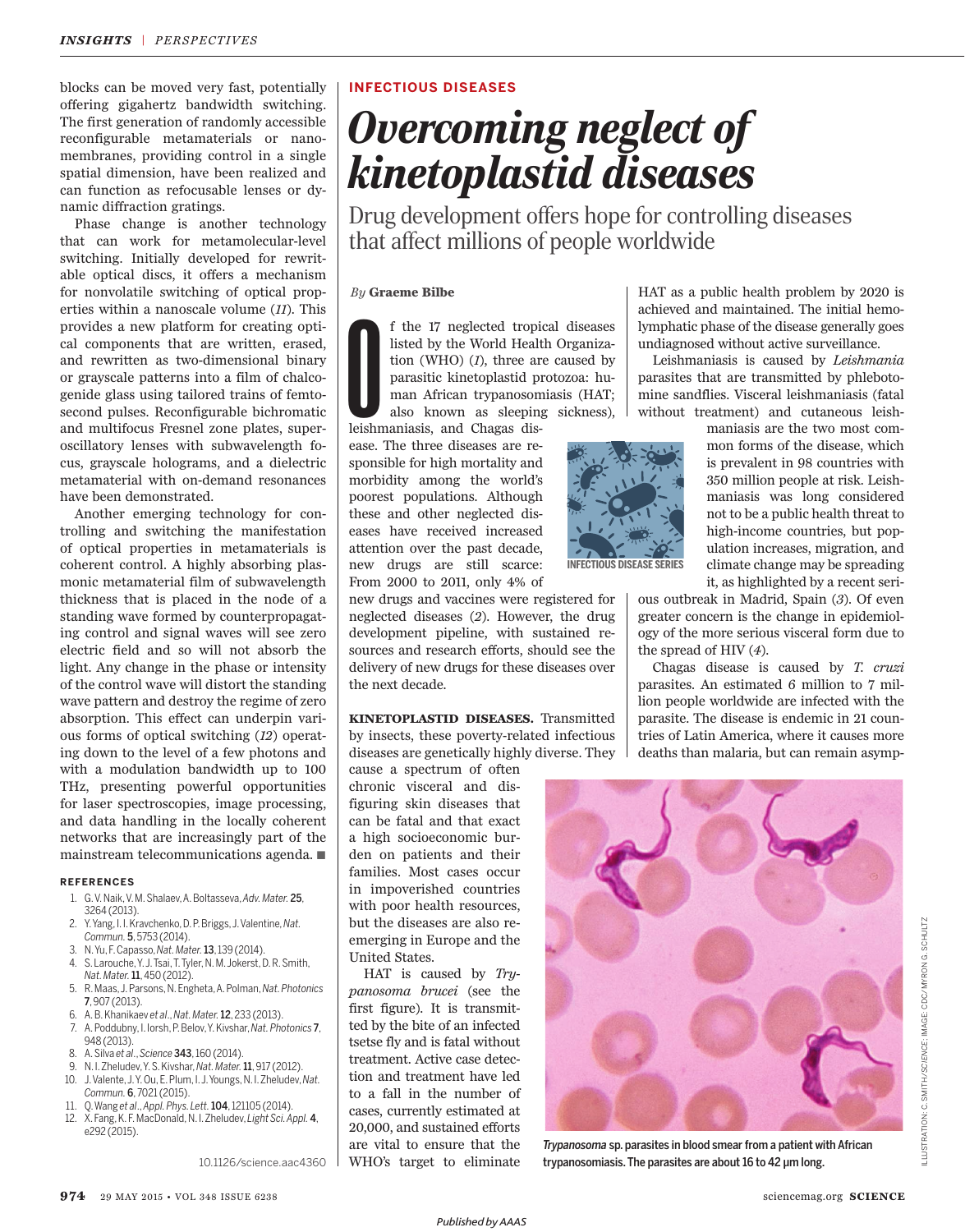blocks can be moved very fast, potentially offering gigahertz bandwidth switching. The first generation of randomly accessible reconfigurable metamaterials or nanomembranes, providing control in a single spatial dimension, have been realized and can function as refocusable lenses or dynamic diffraction gratings.

Phase change is another technology that can work for metamolecular-level switching. Initially developed for rewritable optical discs, it offers a mechanism for nonvolatile switching of optical properties within a nanoscale volume (*11*). This provides a new platform for creating optical components that are written, erased, and rewritten as two-dimensional binary or grayscale patterns into a film of chalcogenide glass using tailored trains of femtosecond pulses. Reconfigurable bichromatic and multifocus Fresnel zone plates, superoscillatory lenses with subwavelength focus, grayscale holograms, and a dielectric metamaterial with on-demand resonances have been demonstrated.

Another emerging technology for controlling and switching the manifestation of optical properties in metamaterials is coherent control. A highly absorbing plasmonic metamaterial film of subwavelength thickness that is placed in the node of a standing wave formed by counterpropagating control and signal waves will see zero electric field and so will not absorb the light. Any change in the phase or intensity of the control wave will distort the standing wave pattern and destroy the regime of zero absorption. This effect can underpin various forms of optical switching (*12*) operating down to the level of a few photons and with a modulation bandwidth up to 100 THz, presenting powerful opportunities for laser spectroscopies, image processing, and data handling in the locally coherent networks that are increasingly part of the mainstream telecommunications agenda. ■

### REFERENCES

1. G. V. Naik, V. M. Shalaev, A. Boltasseva, *Adv. Mater.* **25**, 3264 (2013).
2. Y. Yang, I. I. Kravchenko, D. P. Briggs, J. Valentine, *Nat. Commun.* **5**, 5753 (2014).
3. N. Yu, F. Capasso, *Nat. Mater.* **13**, 139 (2014).
4. S. Larouche, Y. J. Tsai, T. Tyler, N. M. Jokerst, D. R. Smith, *Nat. Mater.* **11**, 450 (2012).
5. R. Maas, J. Parsons, N. Engheta, A. Polman, *Nat. Photonics* **7**, 907 (2013).
6. A. B. Khanikaev *et al.*, *Nat. Mater.* **12**, 233 (2013).
7. A. Poddubny, I. Iorsh, P. Belov, Y. Kivshar, *Nat. Photonics* **7**, 948 (2013).
8. A. Silva *et al.*, *Science* **343**, 160 (2014).
9. N. I. Zheludev, Y. S. Kivshar, *Nat. Mater.* **11**, 917 (2012).
10. J. Valente, J. Y. Ou, E. Plum, I. J. Youngs, N. I. Zheludev, *Nat. Commun.* **6**, 7021 (2015).
11. Q. Wang *et al.*, *Appl. Phys. Lett.* **104**, 121105 (2014).
12. X. Fang, K. F. MacDonald, N. I. Zheludev, *Light Sci. Appl.* **4**, e292 (2015).

10.1126/science.aac4360

INFECTIOUS DISEASES

# *Overcoming neglect of kinetoplastid diseases*

## Drug development offers hope for controlling diseases that affect millions of people worldwide

*By* **Graeme Bilbe**

Of the 17 neglected tropical diseases listed by the World Health Organization (WHO) (*1*), three are caused by parasitic kinetoplastid protozoa: human African trypanosomiasis (HAT; also known as sleeping sickness), leishmaniasis, and Chagas disease. The three diseases are responsible for high mortality and morbidity among the world's poorest populations. Although these and other neglected diseases have received increased attention over the past decade, new drugs are still scarce: From 2000 to 2011, only 4% of new drugs and vaccines were registered for neglected diseases (*2*). However, the drug development pipeline, with sustained resources and research efforts, should see the delivery of new drugs for these diseases over the next decade.

INFECTIOUS DISEASE SERIES

**KINETOPLASTID DISEASES.** Transmitted by insects, these poverty-related infectious diseases are genetically highly diverse. They cause a spectrum of often chronic visceral and disfiguring skin diseases that can be fatal and that exact a high socioeconomic burden on patients and their families. Most cases occur in impoverished countries with poor health resources, but the diseases are also reemerging in Europe and the United States.

HAT is caused by *Trypanosoma brucei* (see the first figure). It is transmitted by the bite of an infected tsetse fly and is fatal without treatment. Active case detection and treatment have led to a fall in the number of cases, currently estimated at 20,000, and sustained efforts are vital to ensure that the WHO's target to eliminate HAT as a public health problem by 2020 is achieved and maintained. The initial hemolymphatic phase of the disease generally goes undiagnosed without active surveillance.

Leishmaniasis is caused by *Leishmania* parasites that are transmitted by phlebotomine sandflies. Visceral leishmaniasis (fatal without treatment) and cutaneous leishmaniasis are the two most common forms of the disease, which is prevalent in 98 countries with 350 million people at risk. Leishmaniasis was long considered not to be a public health threat to high-income countries, but population increases, migration, and climate change may be spreading it, as highlighted by a recent serious outbreak in Madrid, Spain (*3*). Of even greater concern is the change in epidemiology of the more serious visceral form due to the spread of HIV (*4*).

Chagas disease is caused by *T. cruzi* parasites. An estimated 6 million to 7 million people worldwide are infected with the parasite. The disease is endemic in 21 countries of Latin America, where it causes more deaths than malaria, but can remain asymp-

*Trypanosoma* sp. parasites in blood smear from a patient with African trypanosomiasis. The parasites are about 16 to 42 μm long.

ILLUSTRATION: C. SMITH/*SCIENCE*; IMAGE: CDC/MYRON G. SCHULTZ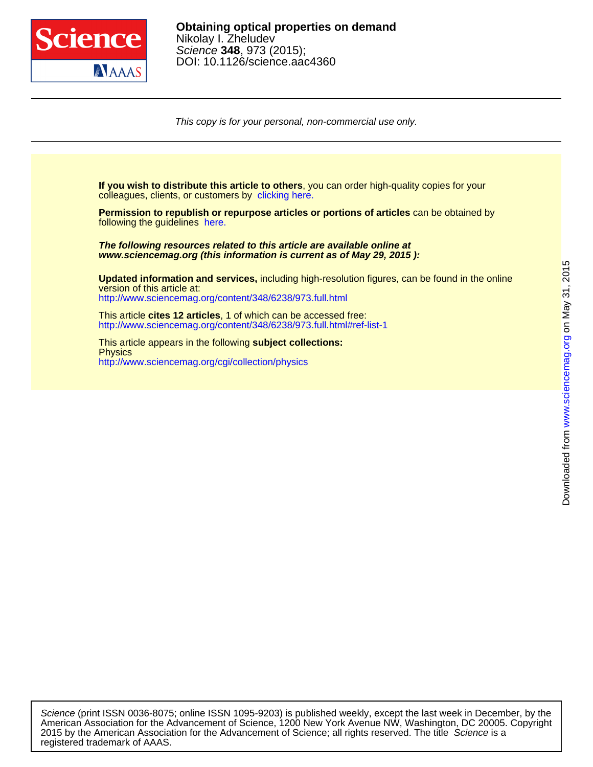**Obtaining optical properties on demand**
Nikolay I. Zheludev
*Science* **348**, 973 (2015);
DOI: 10.1126/science.aac4360

*This copy is for your personal, non-commercial use only.*

**If you wish to distribute this article to others**, you can order high-quality copies for your colleagues, clients, or customers by clicking here.

**Permission to republish or repurpose articles or portions of articles** can be obtained by following the guidelines here.

***The following resources related to this article are available online at www.sciencemag.org (this information is current as of May 29, 2015 ):***

**Updated information and services,** including high-resolution figures, can be found in the online version of this article at:
http://www.sciencemag.org/content/348/6238/973.full.html

This article **cites 12 articles**, 1 of which can be accessed free:
http://www.sciencemag.org/content/348/6238/973.full.html#ref-list-1

This article appears in the following **subject collections:**
Physics
http://www.sciencemag.org/cgi/collection/physics

*Science* (print ISSN 0036-8075; online ISSN 1095-9203) is published weekly, except the last week in December, by the American Association for the Advancement of Science, 1200 New York Avenue NW, Washington, DC 20005. Copyright 2015 by the American Association for the Advancement of Science; all rights reserved. The title *Science* is a registered trademark of AAAS.